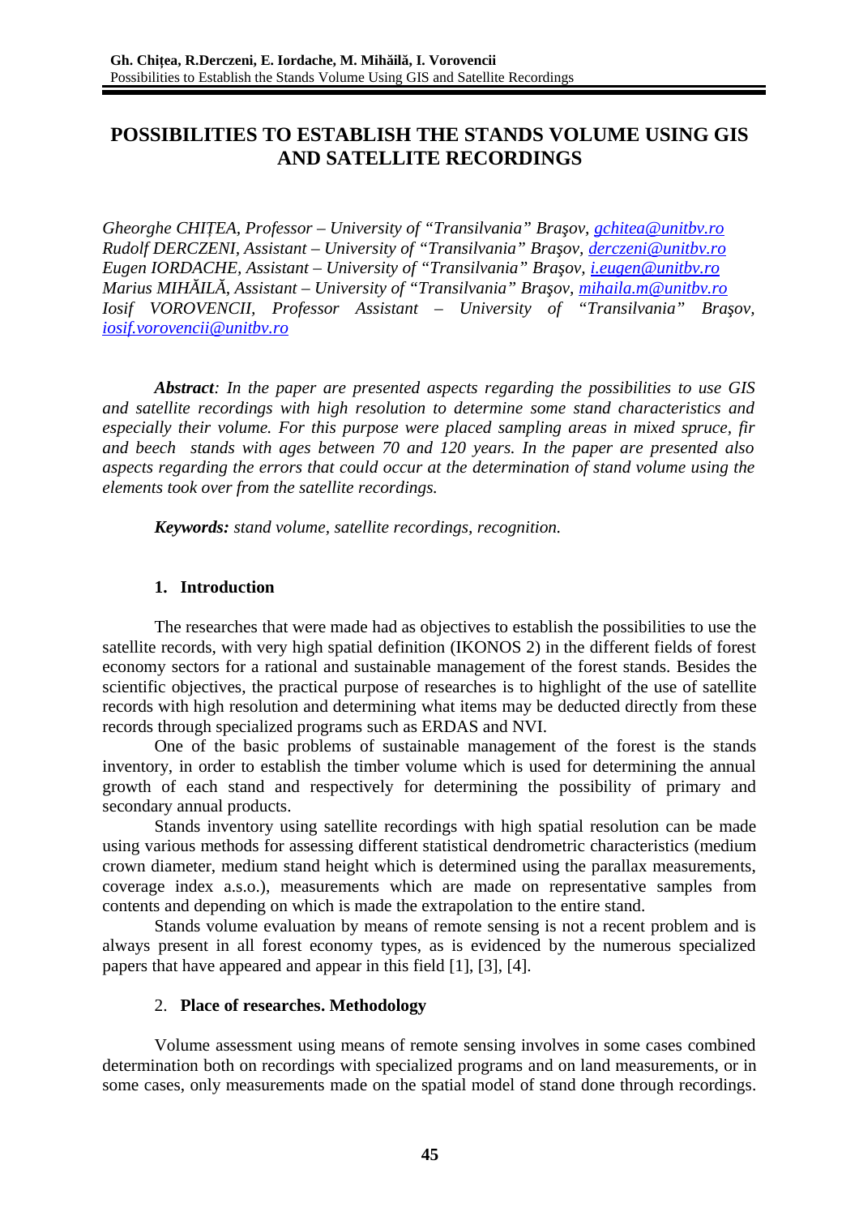# POSSIBILITIES TO ESTABLISH THE STANDS VOLUME USING GIS AND SATELLITE RECORDINGS

*Gheorghe CHIȚEA, Professor – University of "Transilvania" Braşov, gchitea@unitbv.ro*
*Rudolf DERCZENI, Assistant – University of "Transilvania" Braşov, derczeni@unitbv.ro*
*Eugen IORDACHE, Assistant – University of "Transilvania" Braşov, i.eugen@unitbv.ro*
*Marius MIHĂILĂ, Assistant – University of "Transilvania" Braşov, mihaila.m@unitbv.ro*
*Iosif VOROVENCII, Professor Assistant – University of "Transilvania" Braşov, iosif.vorovencii@unitbv.ro*

***Abstract****: In the paper are presented aspects regarding the possibilities to use GIS and satellite recordings with high resolution to determine some stand characteristics and especially their volume. For this purpose were placed sampling areas in mixed spruce, fir and beech stands with ages between 70 and 120 years. In the paper are presented also aspects regarding the errors that could occur at the determination of stand volume using the elements took over from the satellite recordings.*

***Keywords:*** *stand volume, satellite recordings, recognition.*

## 1. Introduction

The researches that were made had as objectives to establish the possibilities to use the satellite records, with very high spatial definition (IKONOS 2) in the different fields of forest economy sectors for a rational and sustainable management of the forest stands. Besides the scientific objectives, the practical purpose of researches is to highlight of the use of satellite records with high resolution and determining what items may be deducted directly from these records through specialized programs such as ERDAS and NVI.

One of the basic problems of sustainable management of the forest is the stands inventory, in order to establish the timber volume which is used for determining the annual growth of each stand and respectively for determining the possibility of primary and secondary annual products.

Stands inventory using satellite recordings with high spatial resolution can be made using various methods for assessing different statistical dendrometric characteristics (medium crown diameter, medium stand height which is determined using the parallax measurements, coverage index a.s.o.), measurements which are made on representative samples from contents and depending on which is made the extrapolation to the entire stand.

Stands volume evaluation by means of remote sensing is not a recent problem and is always present in all forest economy types, as is evidenced by the numerous specialized papers that have appeared and appear in this field [1], [3], [4].

## 2. Place of researches. Methodology

Volume assessment using means of remote sensing involves in some cases combined determination both on recordings with specialized programs and on land measurements, or in some cases, only measurements made on the spatial model of stand done through recordings.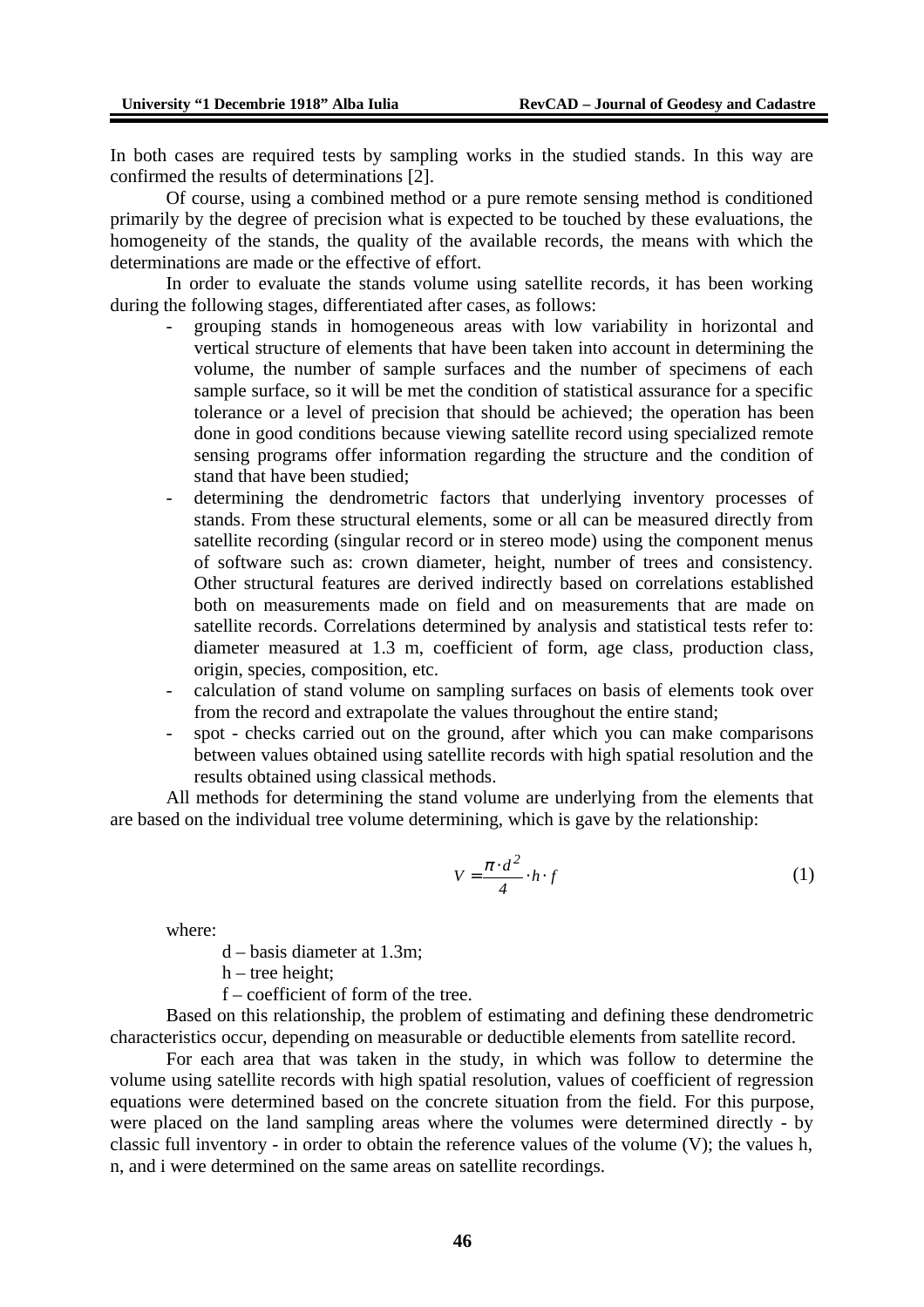In both cases are required tests by sampling works in the studied stands. In this way are confirmed the results of determinations [2].

Of course, using a combined method or a pure remote sensing method is conditioned primarily by the degree of precision what is expected to be touched by these evaluations, the homogeneity of the stands, the quality of the available records, the means with which the determinations are made or the effective of effort.

In order to evaluate the stands volume using satellite records, it has been working during the following stages, differentiated after cases, as follows:

- grouping stands in homogeneous areas with low variability in horizontal and vertical structure of elements that have been taken into account in determining the volume, the number of sample surfaces and the number of specimens of each sample surface, so it will be met the condition of statistical assurance for a specific tolerance or a level of precision that should be achieved; the operation has been done in good conditions because viewing satellite record using specialized remote sensing programs offer information regarding the structure and the condition of stand that have been studied;
- determining the dendrometric factors that underlying inventory processes of stands. From these structural elements, some or all can be measured directly from satellite recording (singular record or in stereo mode) using the component menus of software such as: crown diameter, height, number of trees and consistency. Other structural features are derived indirectly based on correlations established both on measurements made on field and on measurements that are made on satellite records. Correlations determined by analysis and statistical tests refer to: diameter measured at 1.3 m, coefficient of form, age class, production class, origin, species, composition, etc.
- calculation of stand volume on sampling surfaces on basis of elements took over from the record and extrapolate the values throughout the entire stand;
- spot - checks carried out on the ground, after which you can make comparisons between values obtained using satellite records with high spatial resolution and the results obtained using classical methods.

All methods for determining the stand volume are underlying from the elements that are based on the individual tree volume determining, which is gave by the relationship:

$$V = \frac{\pi \cdot d^2}{4} \cdot h \cdot f \tag{1}$$

where:

d – basis diameter at 1.3m;

h – tree height;

f – coefficient of form of the tree.

Based on this relationship, the problem of estimating and defining these dendrometric characteristics occur, depending on measurable or deductible elements from satellite record.

For each area that was taken in the study, in which was follow to determine the volume using satellite records with high spatial resolution, values of coefficient of regression equations were determined based on the concrete situation from the field. For this purpose, were placed on the land sampling areas where the volumes were determined directly - by classic full inventory - in order to obtain the reference values of the volume (V); the values h, n, and i were determined on the same areas on satellite recordings.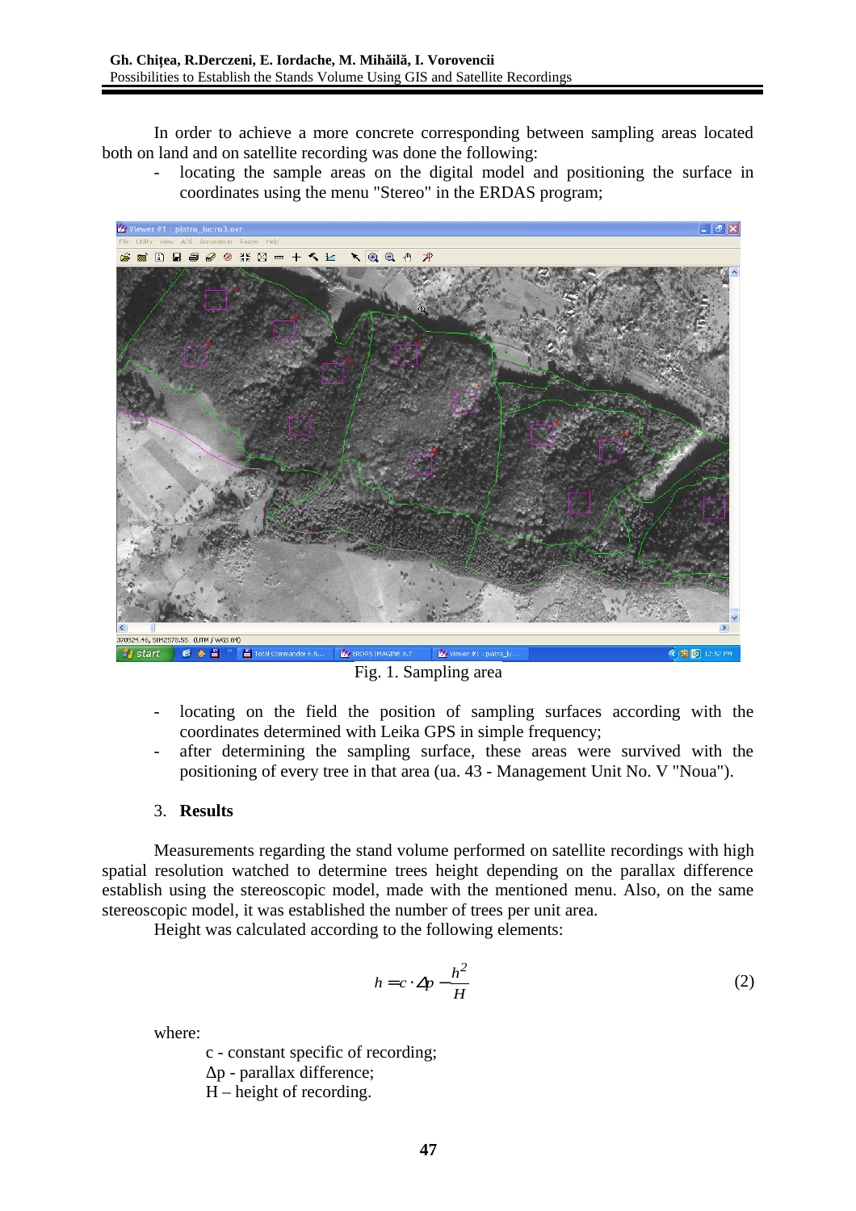In order to achieve a more concrete corresponding between sampling areas located both on land and on satellite recording was done the following:

- locating the sample areas on the digital model and positioning the surface in coordinates using the menu "Stereo" in the ERDAS program;

Fig. 1. Sampling area

- locating on the field the position of sampling surfaces according with the coordinates determined with Leika GPS in simple frequency;
- after determining the sampling surface, these areas were survived with the positioning of every tree in that area (ua. 43 - Management Unit No. V "Noua").

## 3. **Results**

Measurements regarding the stand volume performed on satellite recordings with high spatial resolution watched to determine trees height depending on the parallax difference establish using the stereoscopic model, made with the mentioned menu. Also, on the same stereoscopic model, it was established the number of trees per unit area.

Height was calculated according to the following elements:

$$h = c \cdot \Delta p - \frac{h^2}{H} \tag{2}$$

where:

c - constant specific of recording;
$\Delta p$ - parallax difference;
H – height of recording.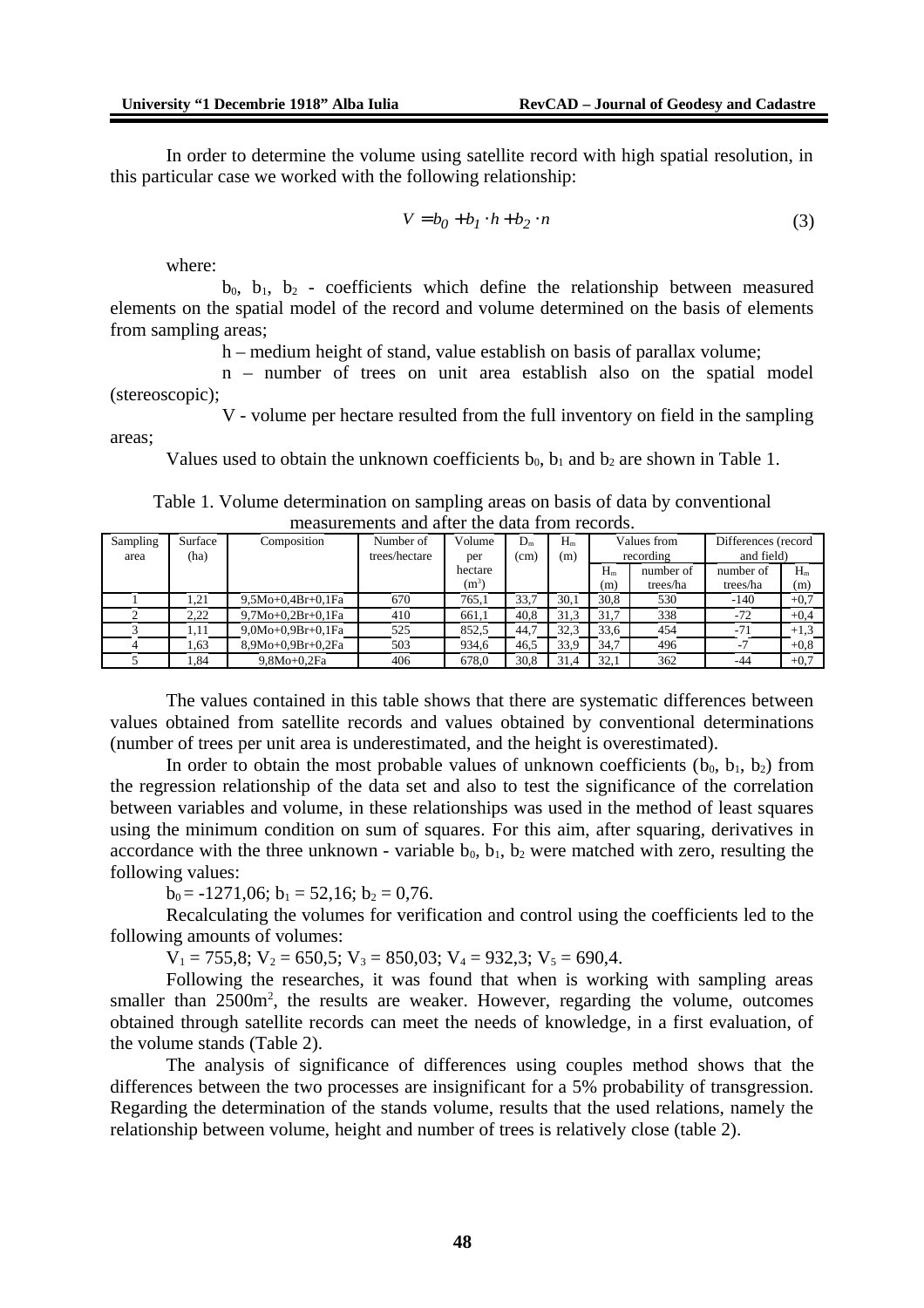In order to determine the volume using satellite record with high spatial resolution, in this particular case we worked with the following relationship:

$$V = b_0 + b_1 \cdot h + b_2 \cdot n \tag{3}$$

where:

$b_0$, $b_1$, $b_2$ - coefficients which define the relationship between measured elements on the spatial model of the record and volume determined on the basis of elements from sampling areas;

h – medium height of stand, value establish on basis of parallax volume;

n – number of trees on unit area establish also on the spatial model (stereoscopic);

V - volume per hectare resulted from the full inventory on field in the sampling areas;

Values used to obtain the unknown coefficients $b_0$, $b_1$ and $b_2$ are shown in Table 1.

Table 1. Volume determination on sampling areas on basis of data by conventional measurements and after the data from records.

| Sampling area | Surface (ha) | Composition | Number of trees/hectare | Volume per hectare ($m^3$) | $D_m$ (cm) | $H_m$ (m) | Values from recording | | Differences (record and field) | |
|---|---|---|---|---|---|---|---|---|---|---|
| | | | | | | | $H_m$ (m) | number of trees/ha | number of trees/ha | $H_m$ (m) |
| 1 | 1,21 | 9,5Mo+0,4Br+0,1Fa | 670 | 765,1 | 33,7 | 30,1 | 30,8 | 530 | -140 | +0,7 |
| 2 | 2,22 | 9,7Mo+0,2Br+0,1Fa | 410 | 661,1 | 40,8 | 31,3 | 31,7 | 338 | -72 | +0,4 |
| 3 | 1,11 | 9,0Mo+0,9Br+0,1Fa | 525 | 852,5 | 44,7 | 32,3 | 33,6 | 454 | -71 | +1,3 |
| 4 | 1,63 | 8,9Mo+0,9Br+0,2Fa | 503 | 934,6 | 46,5 | 33,9 | 34,7 | 496 | -7 | +0,8 |
| 5 | 1,84 | 9,8Mo+0,2Fa | 406 | 678,0 | 30,8 | 31,4 | 32,1 | 362 | -44 | +0,7 |

The values contained in this table shows that there are systematic differences between values obtained from satellite records and values obtained by conventional determinations (number of trees per unit area is underestimated, and the height is overestimated).

In order to obtain the most probable values of unknown coefficients ($b_0$, $b_1$, $b_2$) from the regression relationship of the data set and also to test the significance of the correlation between variables and volume, in these relationships was used in the method of least squares using the minimum condition on sum of squares. For this aim, after squaring, derivatives in accordance with the three unknown - variable $b_0$, $b_1$, $b_2$ were matched with zero, resulting the following values:

$b_0 = -1271{,}06$; $b_1 = 52{,}16$; $b_2 = 0{,}76$.

Recalculating the volumes for verification and control using the coefficients led to the following amounts of volumes:

$V_1 = 755{,}8$; $V_2 = 650{,}5$; $V_3 = 850{,}03$; $V_4 = 932{,}3$; $V_5 = 690{,}4$.

Following the researches, it was found that when is working with sampling areas smaller than $2500\text{m}^2$, the results are weaker. However, regarding the volume, outcomes obtained through satellite records can meet the needs of knowledge, in a first evaluation, of the volume stands (Table 2).

The analysis of significance of differences using couples method shows that the differences between the two processes are insignificant for a 5% probability of transgression. Regarding the determination of the stands volume, results that the used relations, namely the relationship between volume, height and number of trees is relatively close (table 2).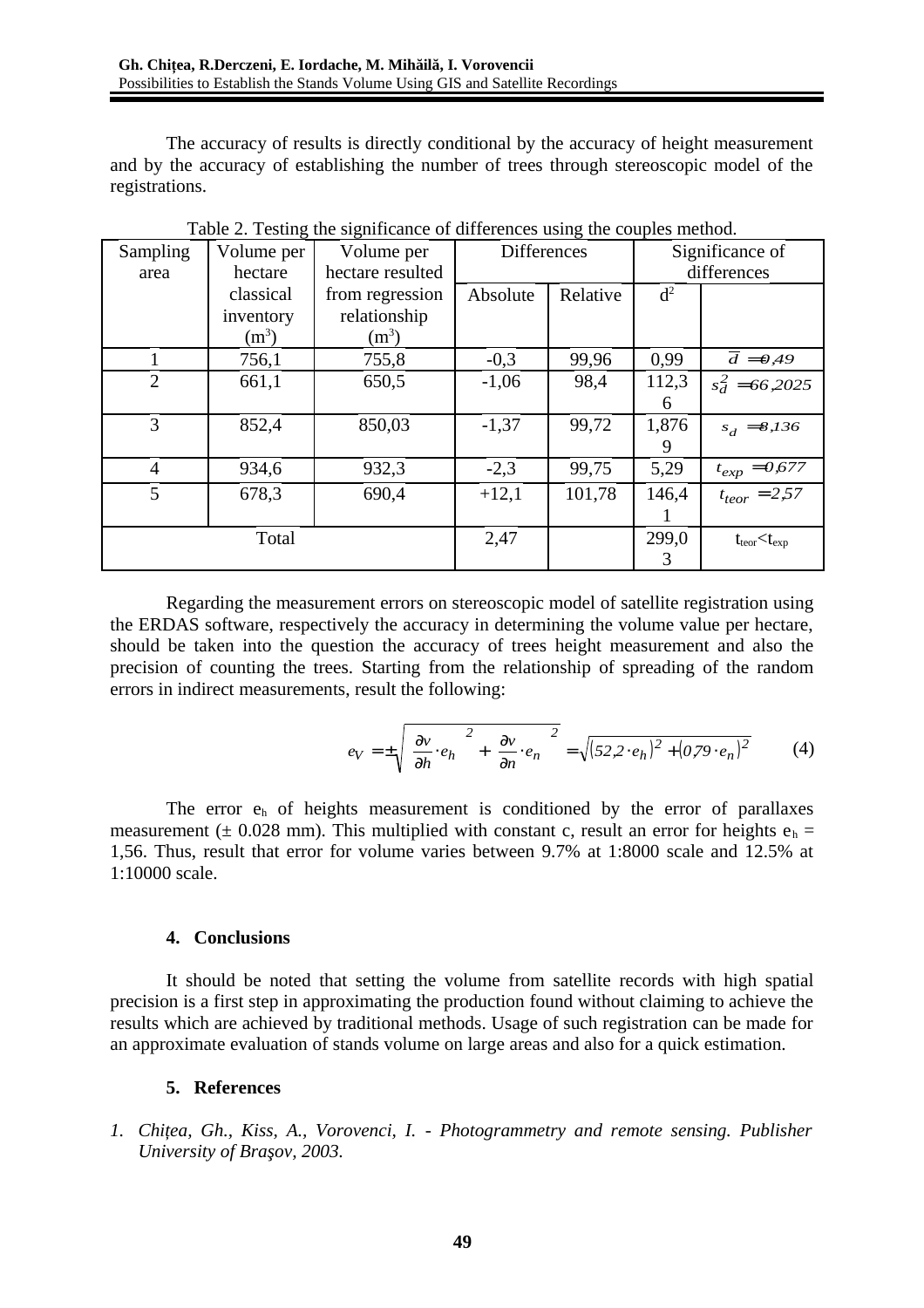The accuracy of results is directly conditional by the accuracy of height measurement and by the accuracy of establishing the number of trees through stereoscopic model of the registrations.

Table 2. Testing the significance of differences using the couples method.

| Sampling area | Volume per hectare classical inventory ($m^3$) | Volume per hectare resulted from regression relationship ($m^3$) | Differences | | Significance of differences | |
|---|---|---|---|---|---|---|
| | | | Absolute | Relative | $d^2$ | |
| 1 | 756,1 | 755,8 | -0,3 | 99,96 | 0,99 | $\bar{d} = 0,49$ |
| 2 | 661,1 | 650,5 | -1,06 | 98,4 | 112,36 | $s_d^2 = 66,2025$ |
| 3 | 852,4 | 850,03 | -1,37 | 99,72 | 1,8769 | $s_d = 8,136$ |
| 4 | 934,6 | 932,3 | -2,3 | 99,75 | 5,29 | $t_{exp} = 0,677$ |
| 5 | 678,3 | 690,4 | +12,1 | 101,78 | 146,41 | $t_{teor} = 2,57$ |
| Total | | | 2,47 | | 299,03 | $t_{teor} < t_{exp}$ |

Regarding the measurement errors on stereoscopic model of satellite registration using the ERDAS software, respectively the accuracy in determining the volume value per hectare, should be taken into the question the accuracy of trees height measurement and also the precision of counting the trees. Starting from the relationship of spreading of the random errors in indirect measurements, result the following:

$$e_V = \pm\sqrt{\left(\frac{\partial v}{\partial h}\cdot e_h\right)^2 + \left(\frac{\partial v}{\partial n}\cdot e_n\right)^2} = \sqrt{(52,2\cdot e_h)^2 + (0,79\cdot e_n)^2} \qquad (4)$$

The error $e_h$ of heights measurement is conditioned by the error of parallaxes measurement (± 0.028 mm). This multiplied with constant c, result an error for heights $e_h$ = 1,56. Thus, result that error for volume varies between 9.7% at 1:8000 scale and 12.5% at 1:10000 scale.

## 4. Conclusions

It should be noted that setting the volume from satellite records with high spatial precision is a first step in approximating the production found without claiming to achieve the results which are achieved by traditional methods. Usage of such registration can be made for an approximate evaluation of stands volume on large areas and also for a quick estimation.

## 5. References

1. *Chițea, Gh., Kiss, A., Vorovenci, I. - Photogrammetry and remote sensing. Publisher University of Braşov, 2003.*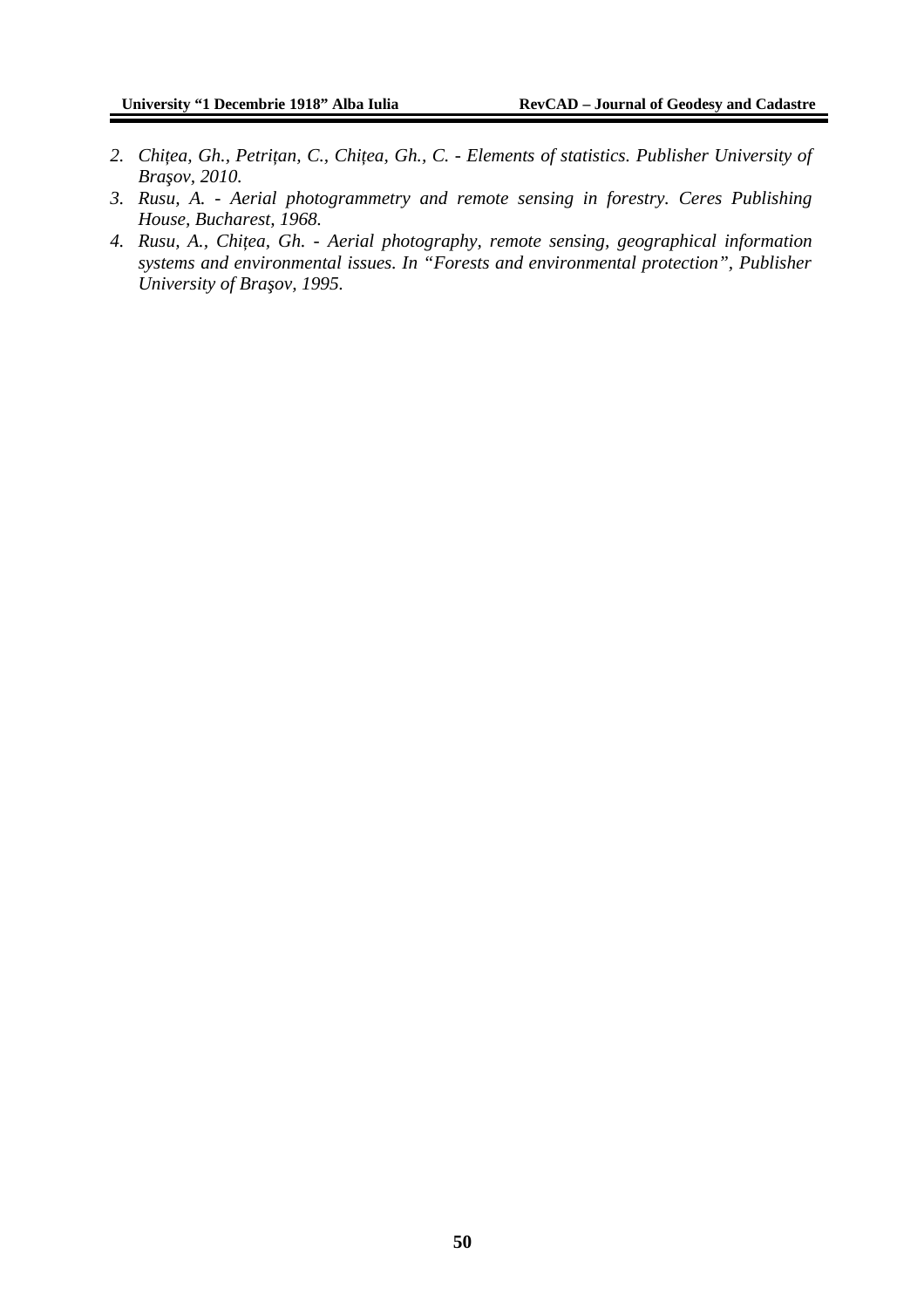2. *Chițea, Gh., Petrițan, C., Chițea, Gh., C. - Elements of statistics. Publisher University of Braşov, 2010.*
3. *Rusu, A. - Aerial photogrammetry and remote sensing in forestry. Ceres Publishing House, Bucharest, 1968.*
4. *Rusu, A., Chițea, Gh. - Aerial photography, remote sensing, geographical information systems and environmental issues. In "Forests and environmental protection", Publisher University of Braşov, 1995.*